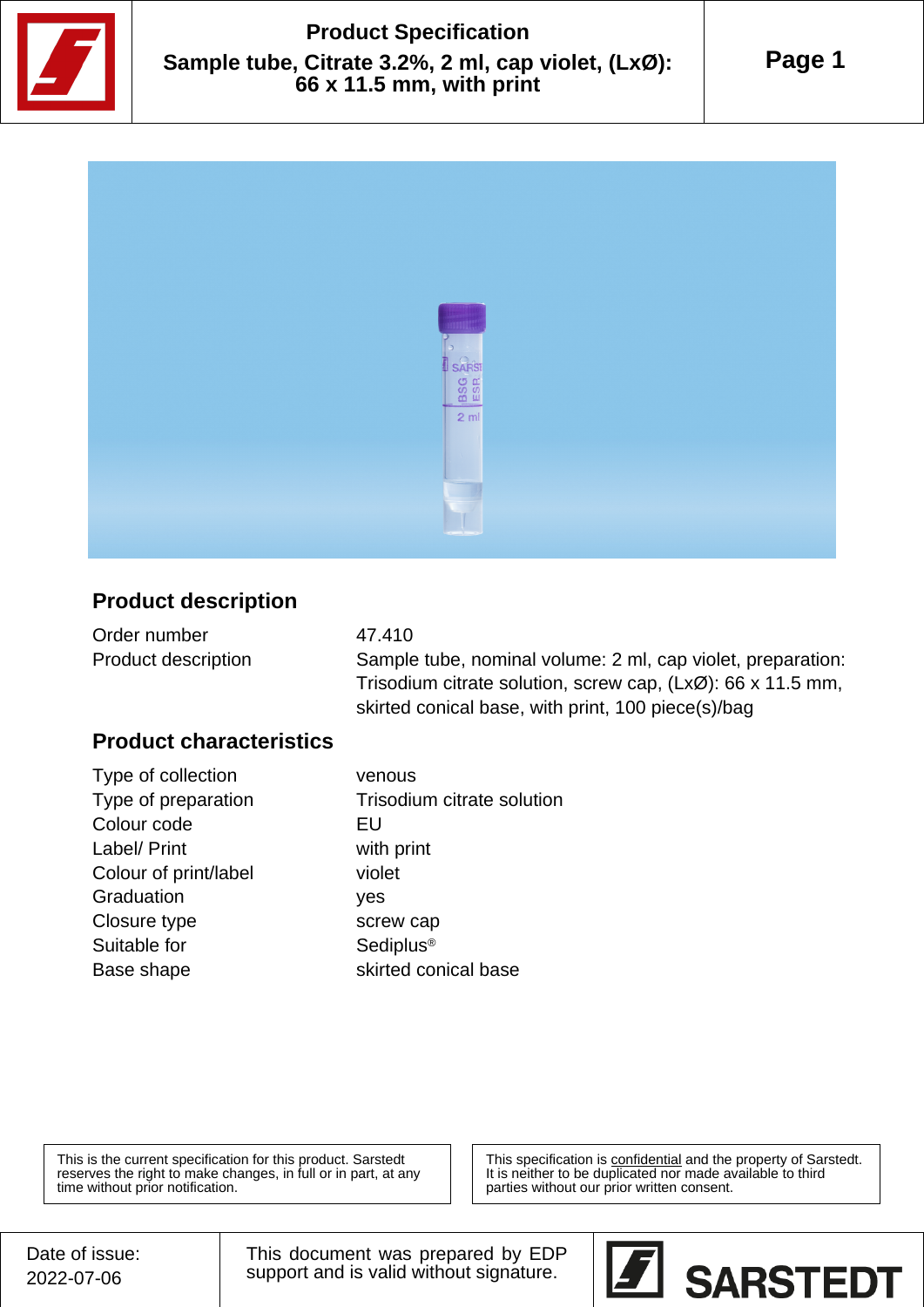# Product Specification

## Sample tube, Citrate 3.2%, 2 ml, cap violet, (LxØ): 66 x 11.5 mm, with print

## Product description

| | |
|---|---|
| Order number | 47.410 |
| Product description | Sample tube, nominal volume: 2 ml, cap violet, preparation: Trisodium citrate solution, screw cap, (LxØ): 66 x 11.5 mm, skirted conical base, with print, 100 piece(s)/bag |

## Product characteristics

| | |
|---|---|
| Type of collection | venous |
| Type of preparation | Trisodium citrate solution |
| Colour code | EU |
| Label/ Print | with print |
| Colour of print/label | violet |
| Graduation | yes |
| Closure type | screw cap |
| Suitable for | Sediplus® |
| Base shape | skirted conical base |

This is the current specification for this product. Sarstedt reserves the right to make changes, in full or in part, at any time without prior notification.

This specification is confidential and the property of Sarstedt. It is neither to be duplicated nor made available to third parties without our prior written consent.

Date of issue: 2022-07-06

This document was prepared by EDP support and is valid without signature.

SARSTEDT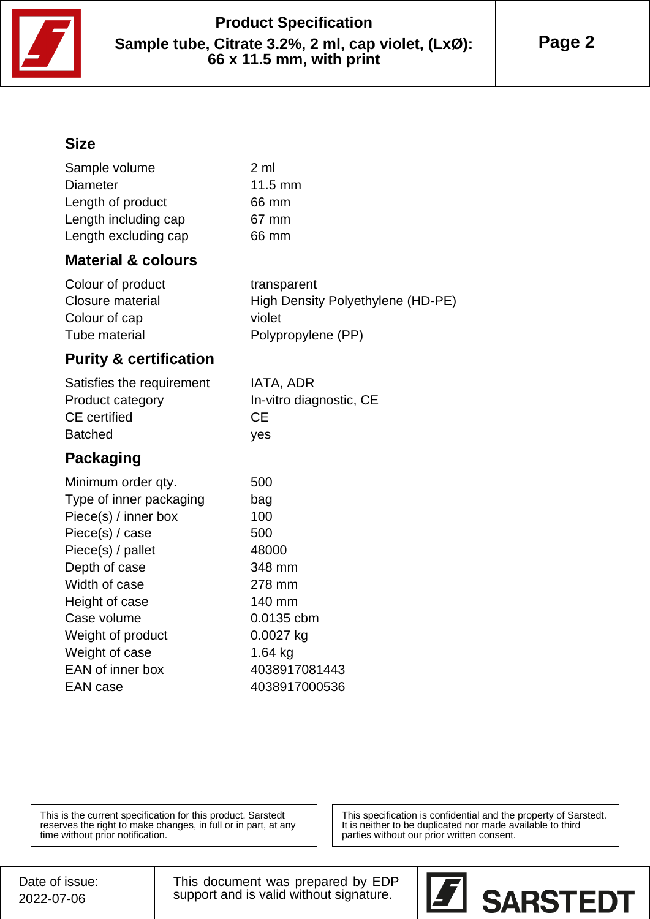## Size

| | |
|---|---|
| Sample volume | 2 ml |
| Diameter | 11.5 mm |
| Length of product | 66 mm |
| Length including cap | 67 mm |
| Length excluding cap | 66 mm |

## Material & colours

| | |
|---|---|
| Colour of product | transparent |
| Closure material | High Density Polyethylene (HD-PE) |
| Colour of cap | violet |
| Tube material | Polypropylene (PP) |

## Purity & certification

| | |
|---|---|
| Satisfies the requirement | IATA, ADR |
| Product category | In-vitro diagnostic, CE |
| CE certified | CE |
| Batched | yes |

## Packaging

| | |
|---|---|
| Minimum order qty. | 500 |
| Type of inner packaging | bag |
| Piece(s) / inner box | 100 |
| Piece(s) / case | 500 |
| Piece(s) / pallet | 48000 |
| Depth of case | 348 mm |
| Width of case | 278 mm |
| Height of case | 140 mm |
| Case volume | 0.0135 cbm |
| Weight of product | 0.0027 kg |
| Weight of case | 1.64 kg |
| EAN of inner box | 4038917081443 |
| EAN case | 4038917000536 |

This is the current specification for this product. Sarstedt reserves the right to make changes, in full or in part, at any time without prior notification.

This specification is confidential and the property of Sarstedt. It is neither to be duplicated nor made available to third parties without our prior written consent.

Date of issue: 2022-07-06

This document was prepared by EDP support and is valid without signature.

SARSTEDT